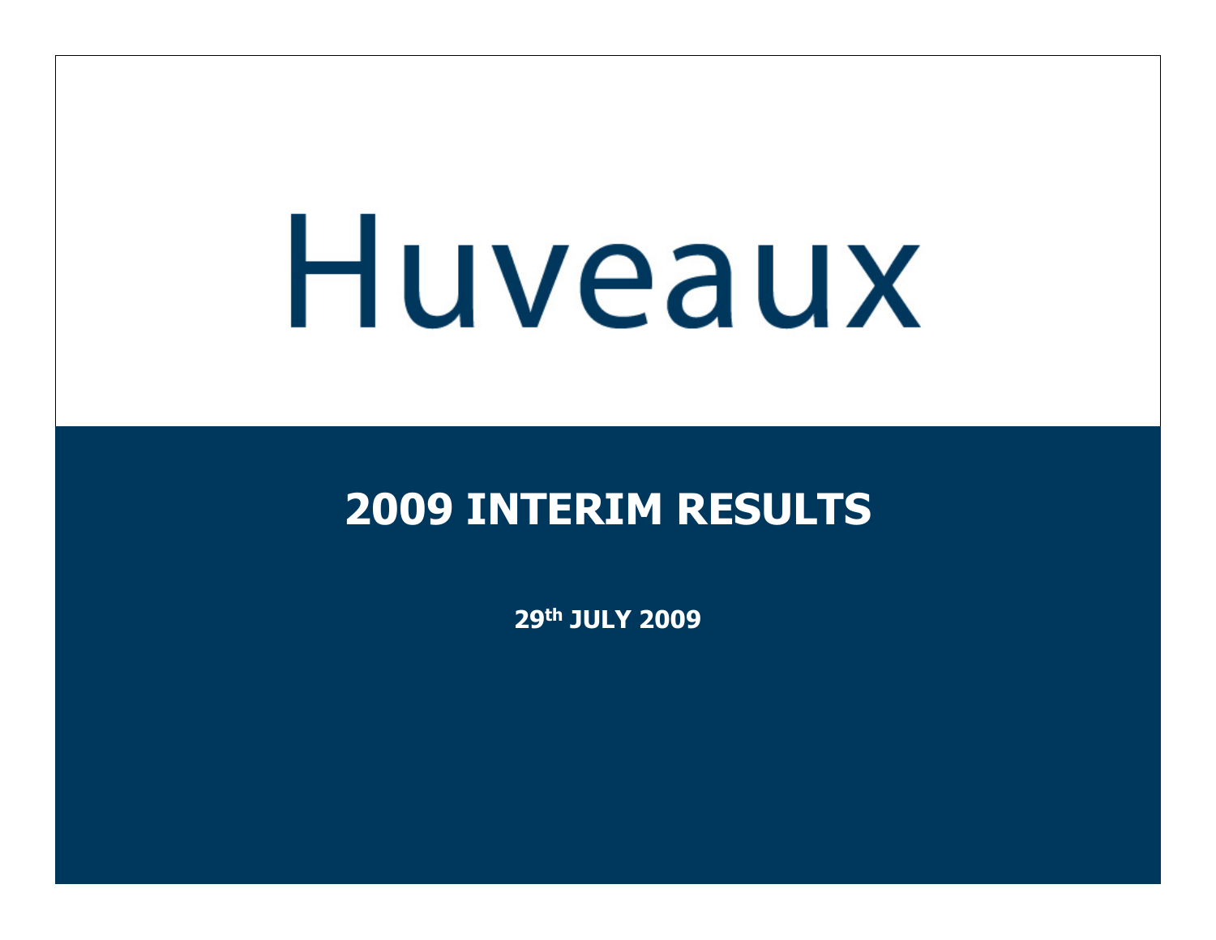# Huveaux

## 2009 INTERIM RESULTS

**29th JULY 2009**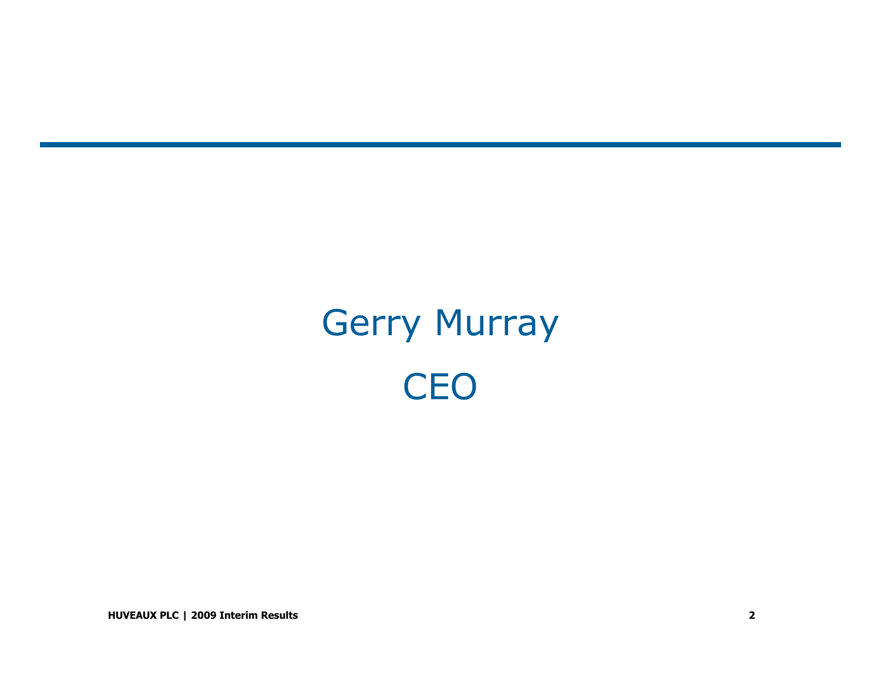Gerry Murray

CEO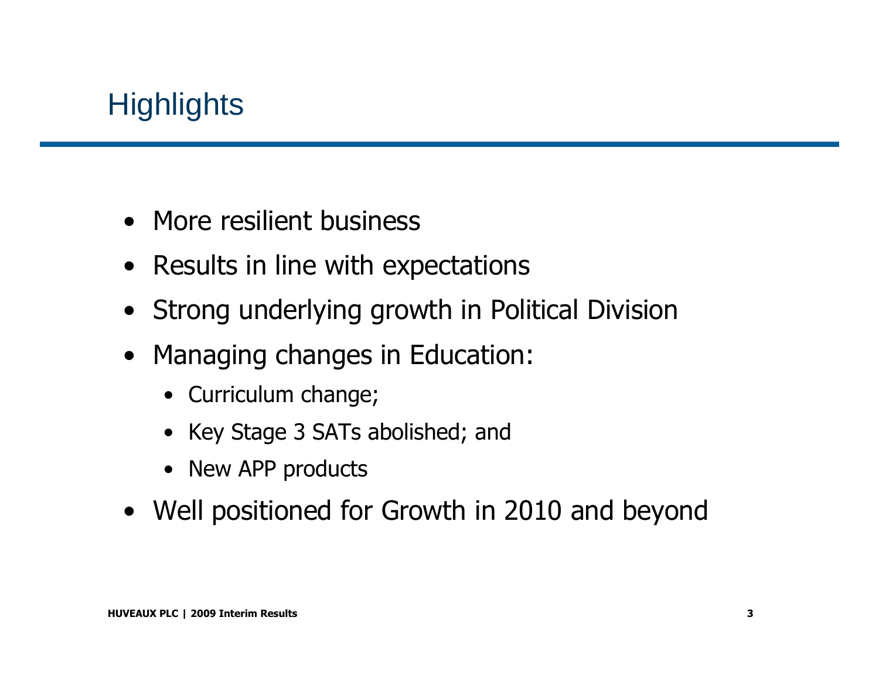# Highlights

- More resilient business
- Results in line with expectations
- Strong underlying growth in Political Division
- Managing changes in Education:
  - Curriculum change;
  - Key Stage 3 SATs abolished; and
  - New APP products
- Well positioned for Growth in 2010 and beyond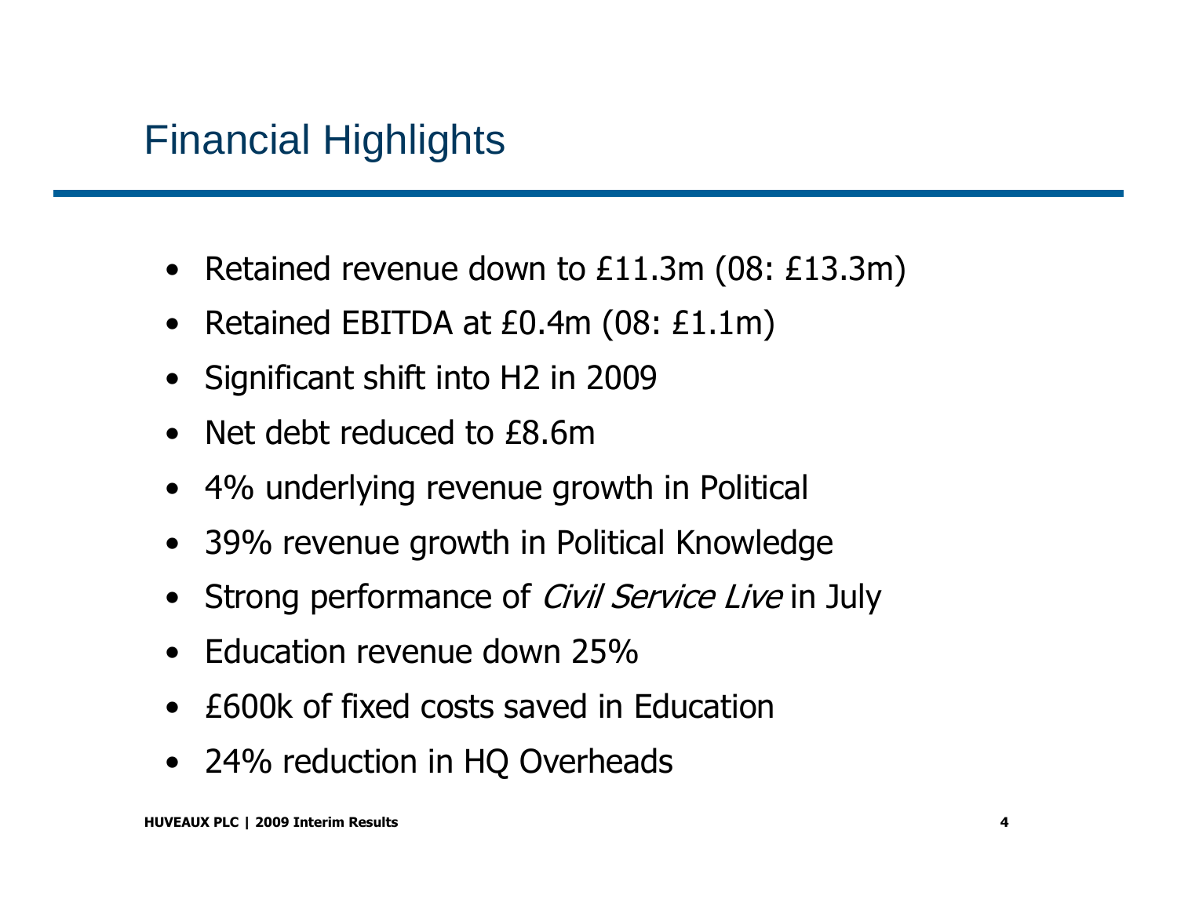# Financial Highlights

- Retained revenue down to £11.3m (08: £13.3m)
- Retained EBITDA at £0.4m (08: £1.1m)
- Significant shift into H2 in 2009
- Net debt reduced to £8.6m
- 4% underlying revenue growth in Political
- 39% revenue growth in Political Knowledge
- Strong performance of *Civil Service Live* in July
- Education revenue down 25%
- £600k of fixed costs saved in Education
- 24% reduction in HQ Overheads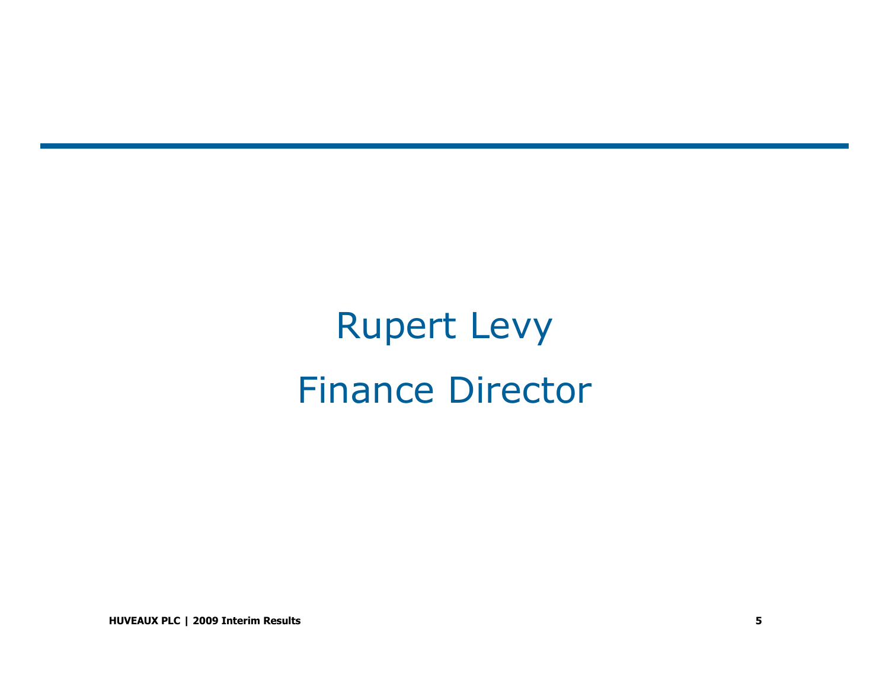# Rupert Levy

# Finance Director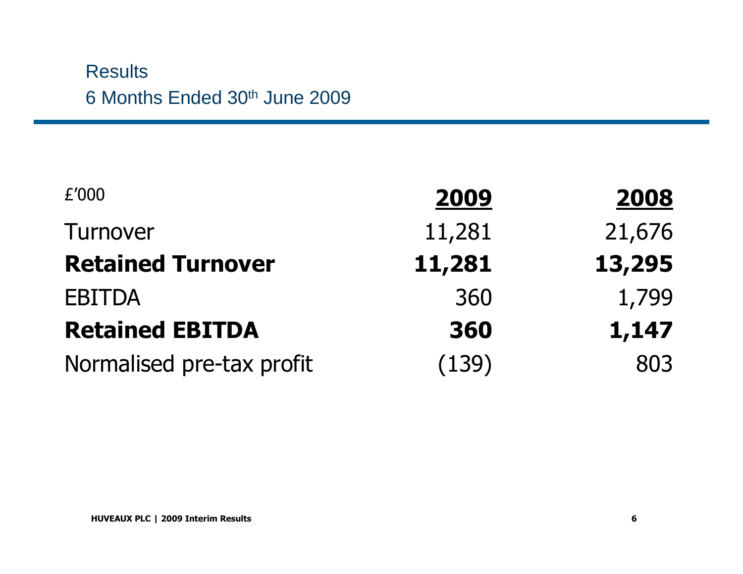## Results

### 6 Months Ended 30th June 2009

| £'000 | **2009** | **2008** |
|---|---|---|
| Turnover | 11,281 | 21,676 |
| **Retained Turnover** | **11,281** | **13,295** |
| EBITDA | 360 | 1,799 |
| **Retained EBITDA** | **360** | **1,147** |
| Normalised pre-tax profit | (139) | 803 |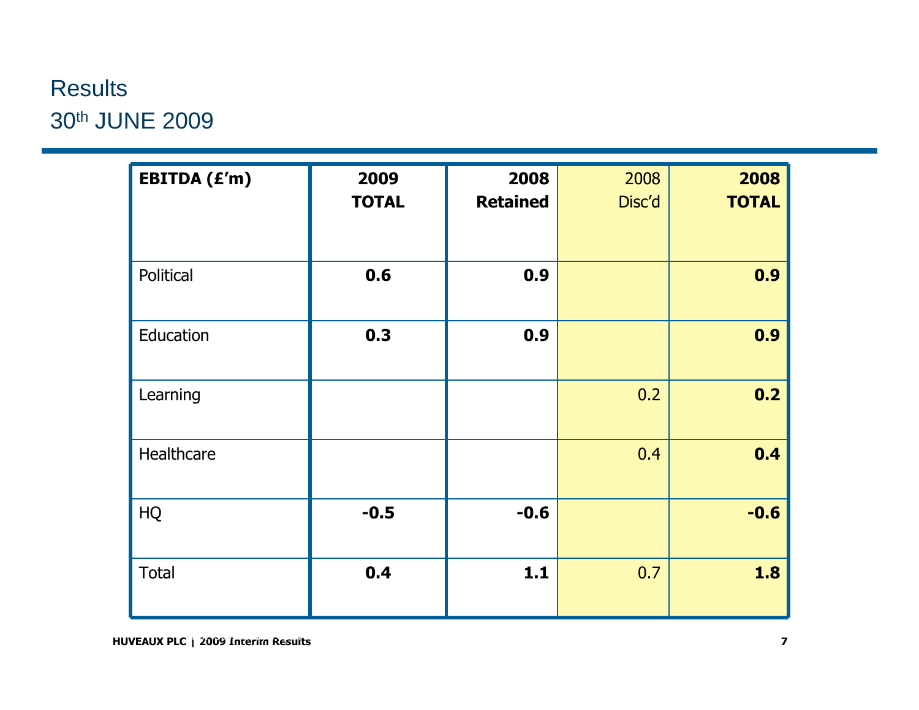# Results
## 30th JUNE 2009

| EBITDA (£'m) | 2009 TOTAL | 2008 Retained | 2008 Disc'd | 2008 TOTAL |
|---|---|---|---|---|
| Political | **0.6** | **0.9** | | **0.9** |
| Education | **0.3** | **0.9** | | **0.9** |
| Learning | | | 0.2 | **0.2** |
| Healthcare | | | 0.4 | **0.4** |
| HQ | **-0.5** | **-0.6** | | **-0.6** |
| Total | **0.4** | **1.1** | 0.7 | **1.8** |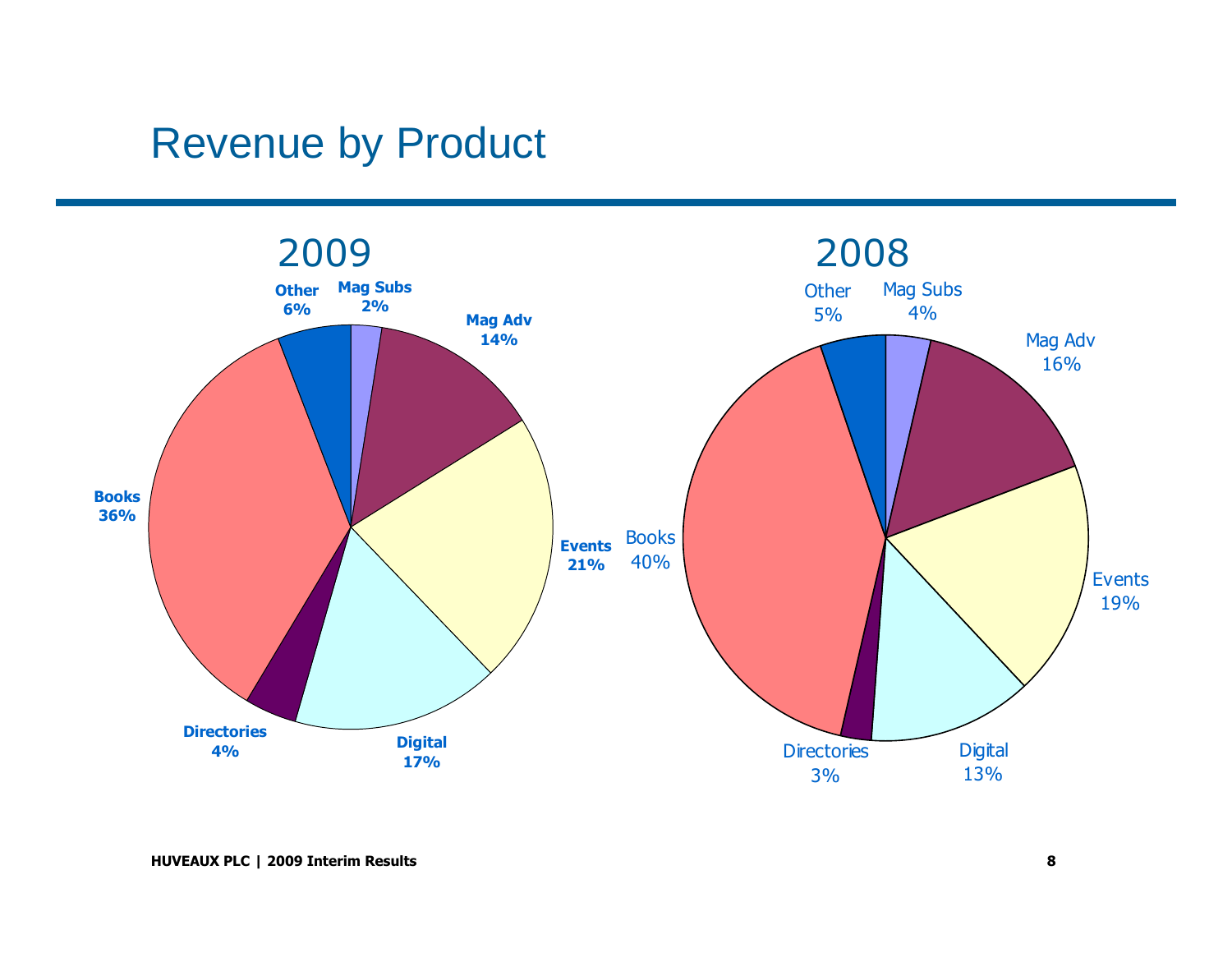# Revenue by Product

## 2009

| Product | Share |
|---|---|
| Other | 6% |
| Mag Subs | 2% |
| Mag Adv | 14% |
| Events | 21% |
| Digital | 17% |
| Directories | 4% |
| Books | 36% |

## 2008

| Product | Share |
|---|---|
| Other | 5% |
| Mag Subs | 4% |
| Mag Adv | 16% |
| Events | 19% |
| Digital | 13% |
| Directories | 3% |
| Books | 40% |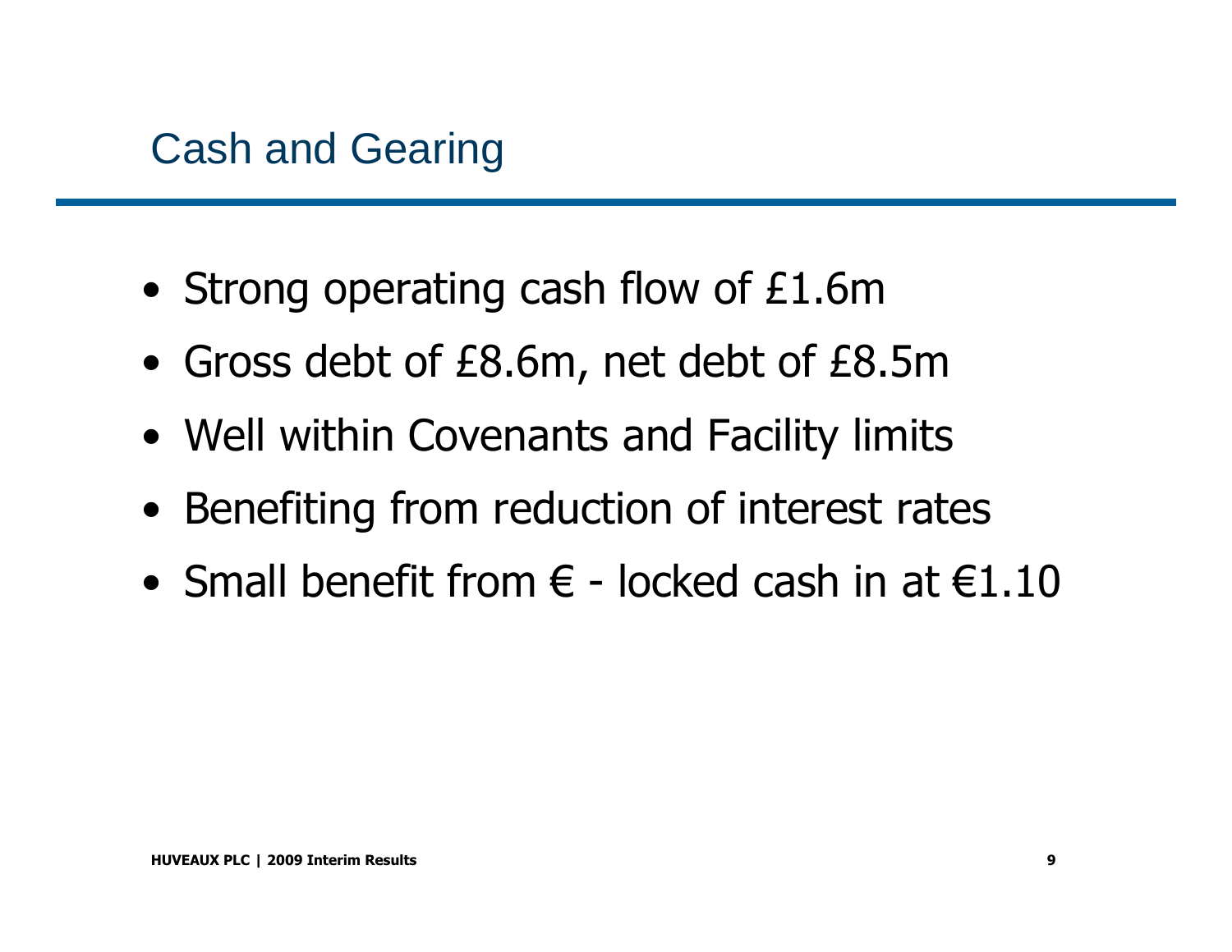# Cash and Gearing

- Strong operating cash flow of £1.6m
- Gross debt of £8.6m, net debt of £8.5m
- Well within Covenants and Facility limits
- Benefiting from reduction of interest rates
- Small benefit from € - locked cash in at €1.10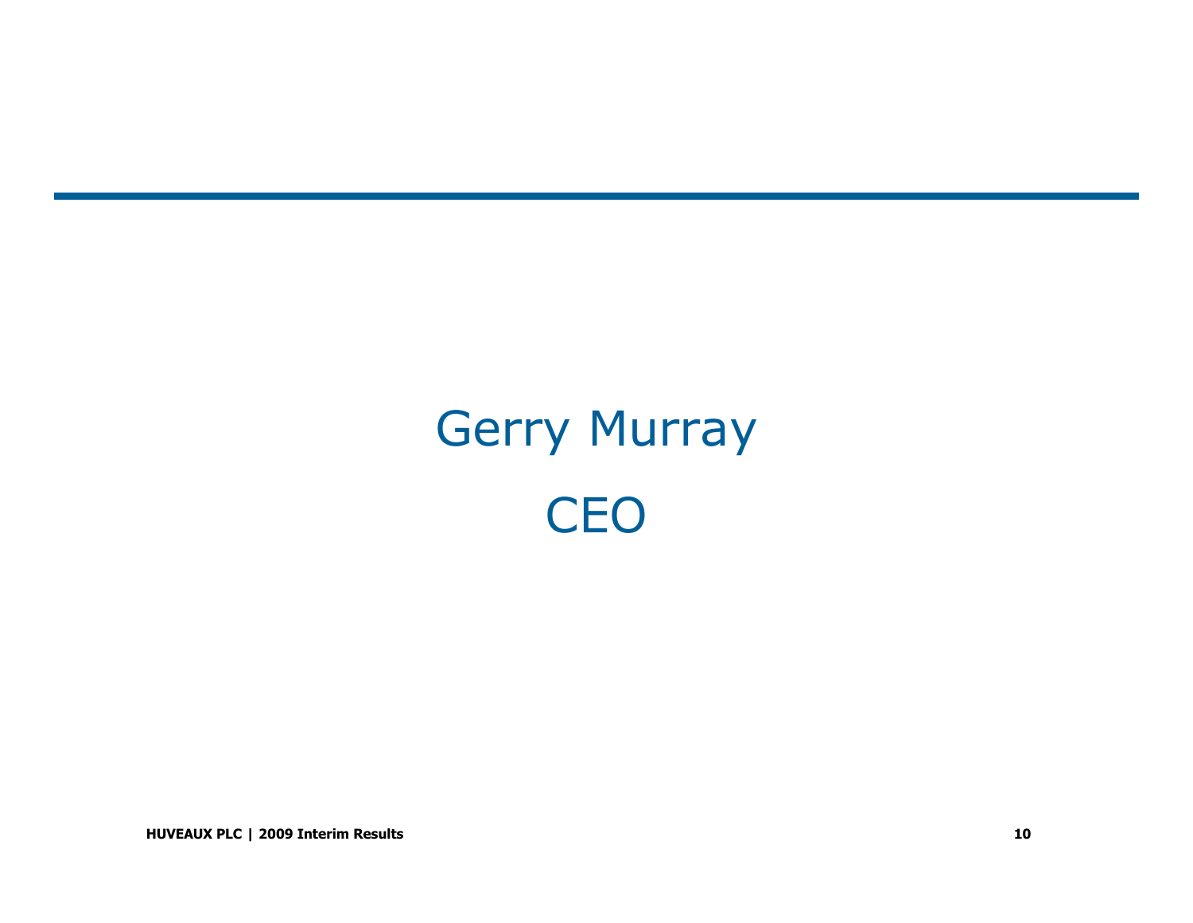# Gerry Murray

## CEO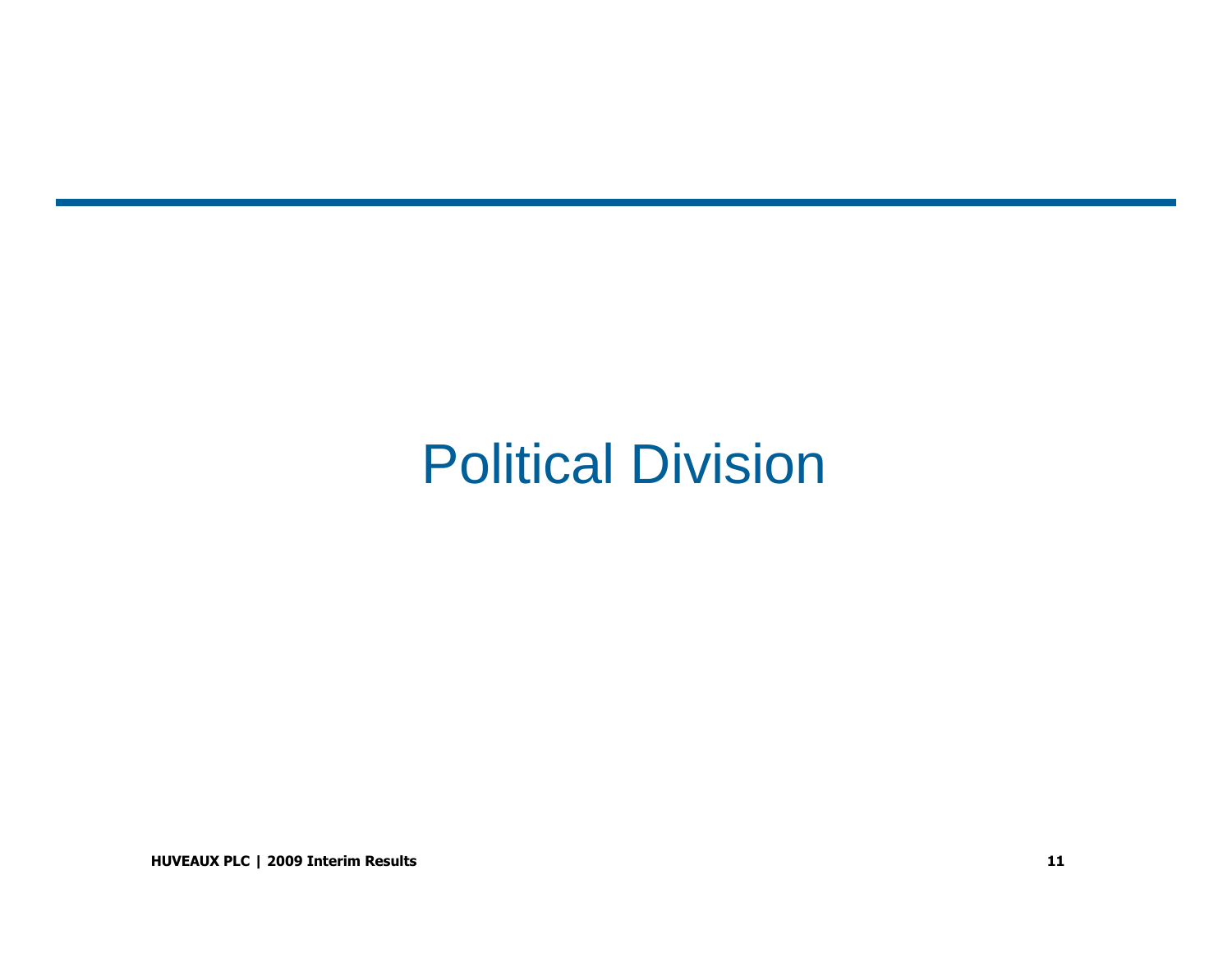# Political Division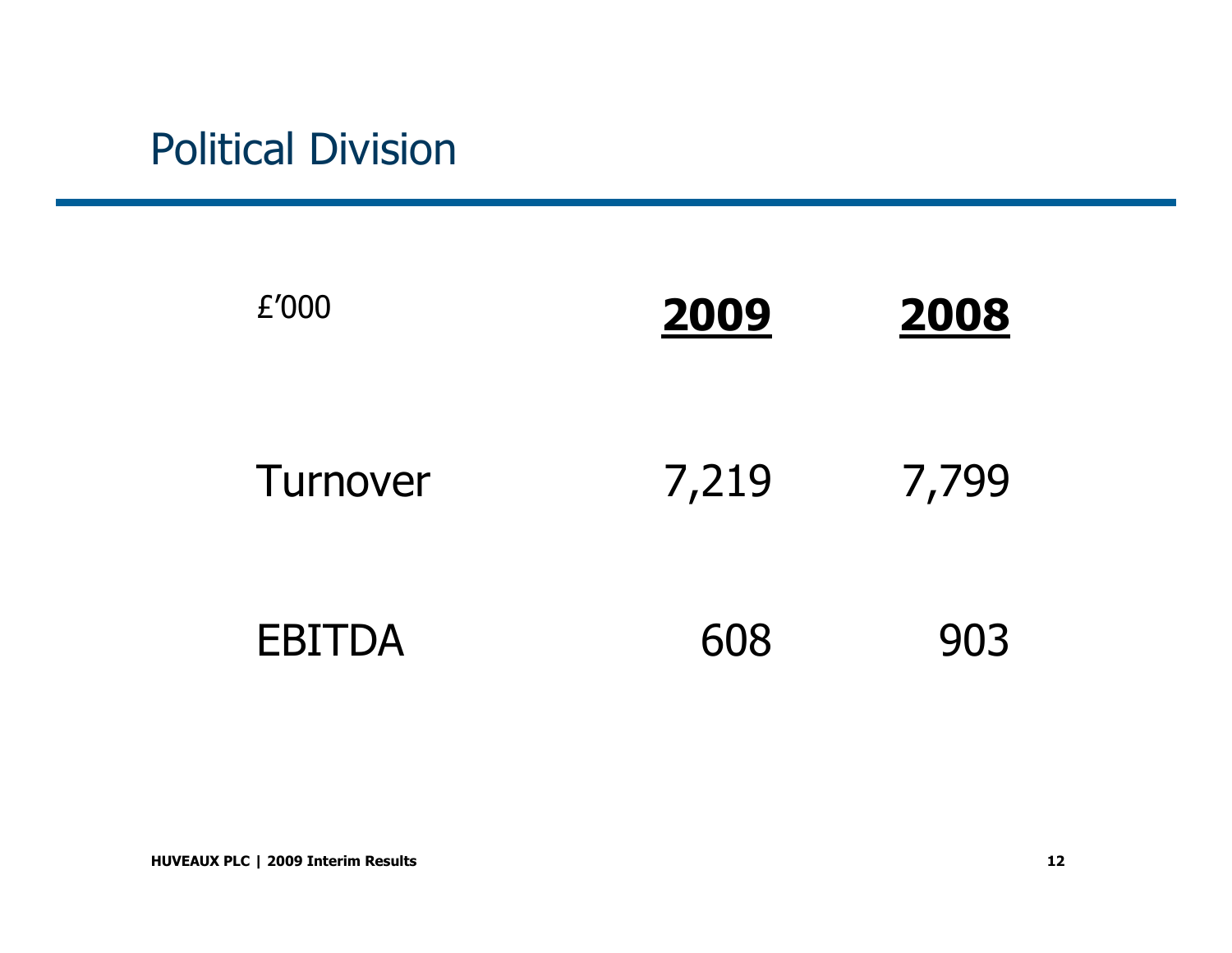## Political Division

| £'000 | **2009** | **2008** |
| --- | --- | --- |
| Turnover | 7,219 | 7,799 |
| EBITDA | 608 | 903 |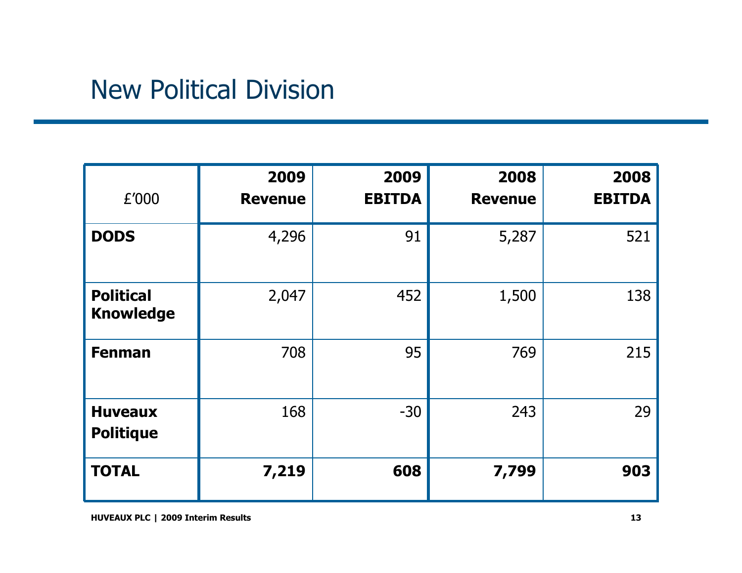# New Political Division

| £'000 | 2009 Revenue | 2009 EBITDA | 2008 Revenue | 2008 EBITDA |
|---|---|---|---|---|
| **DODS** | 4,296 | 91 | 5,287 | 521 |
| **Political Knowledge** | 2,047 | 452 | 1,500 | 138 |
| **Fenman** | 708 | 95 | 769 | 215 |
| **Huveaux Politique** | 168 | -30 | 243 | 29 |
| **TOTAL** | **7,219** | **608** | **7,799** | **903** |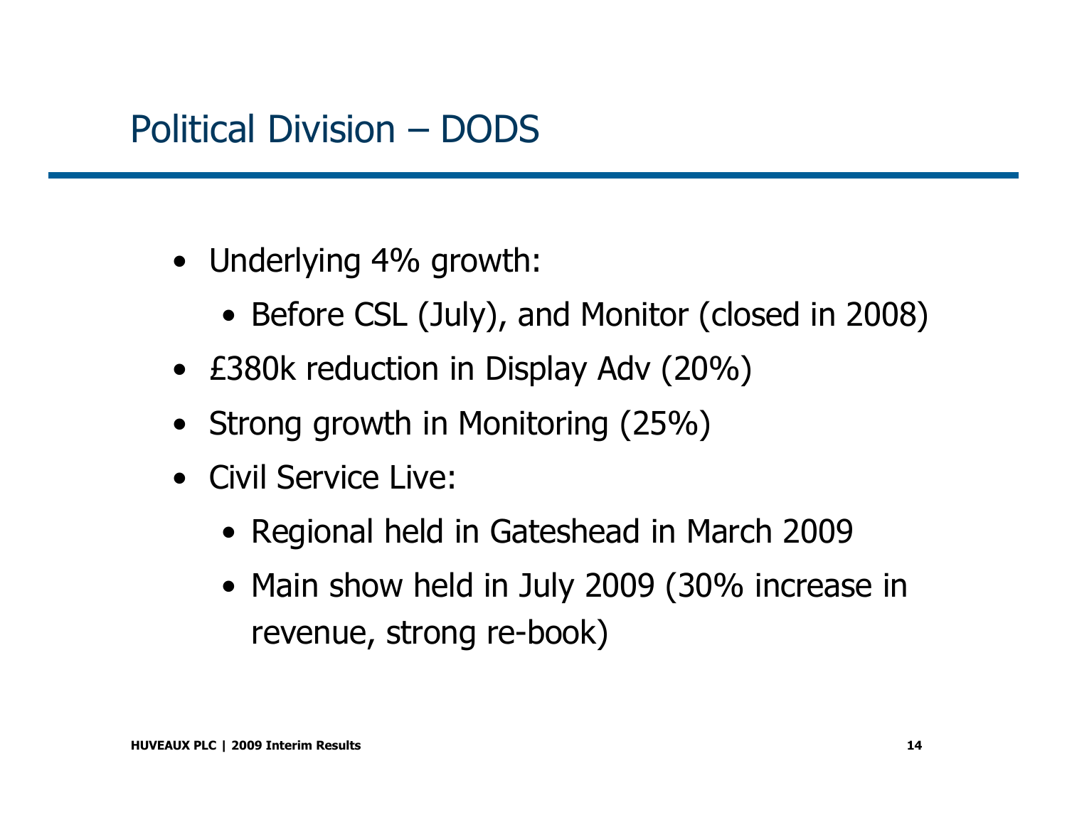# Political Division – DODS

- Underlying 4% growth:
  - Before CSL (July), and Monitor (closed in 2008)
- £380k reduction in Display Adv (20%)
- Strong growth in Monitoring (25%)
- Civil Service Live:
  - Regional held in Gateshead in March 2009
  - Main show held in July 2009 (30% increase in revenue, strong re-book)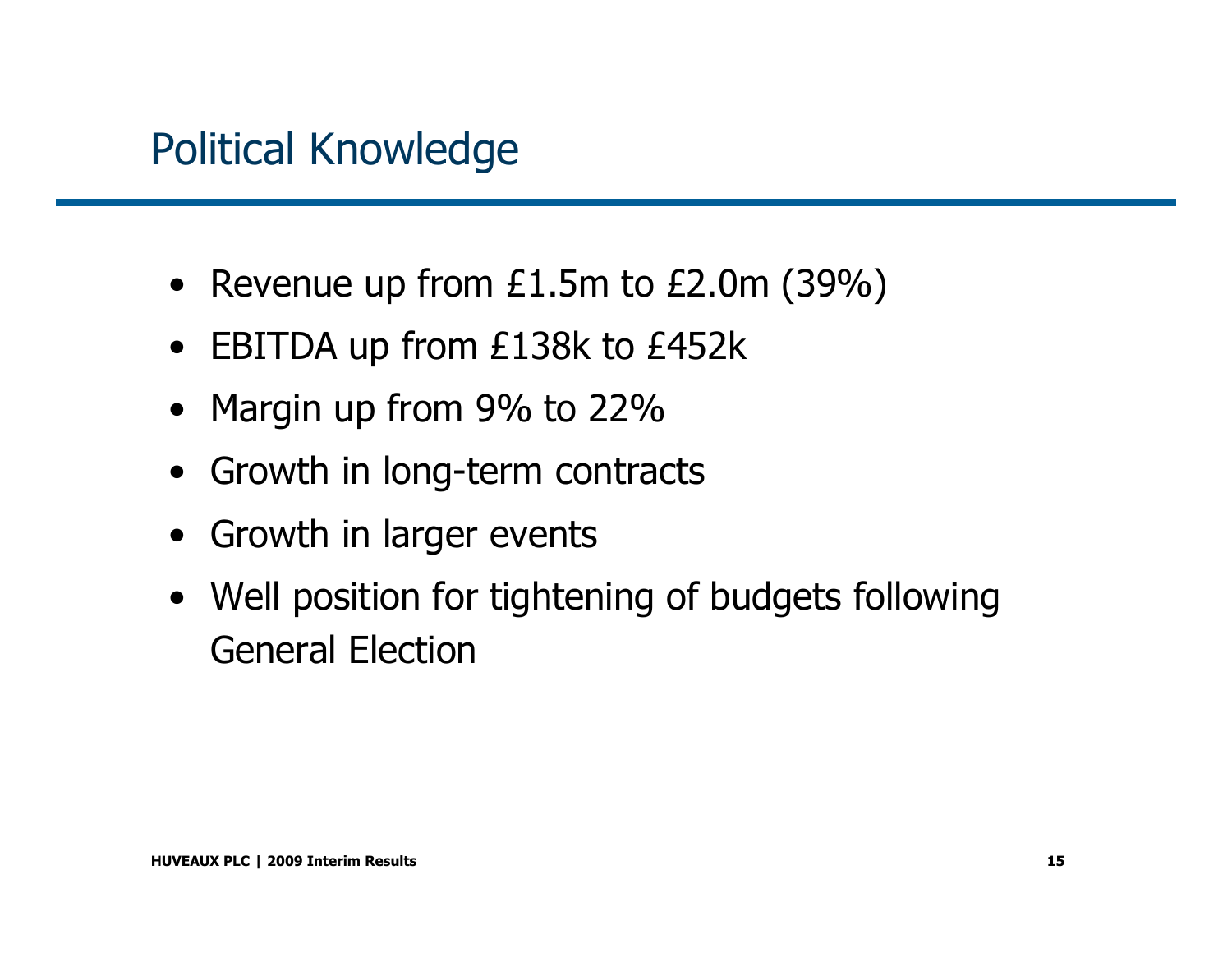# Political Knowledge

- Revenue up from £1.5m to £2.0m (39%)
- EBITDA up from £138k to £452k
- Margin up from 9% to 22%
- Growth in long-term contracts
- Growth in larger events
- Well position for tightening of budgets following General Election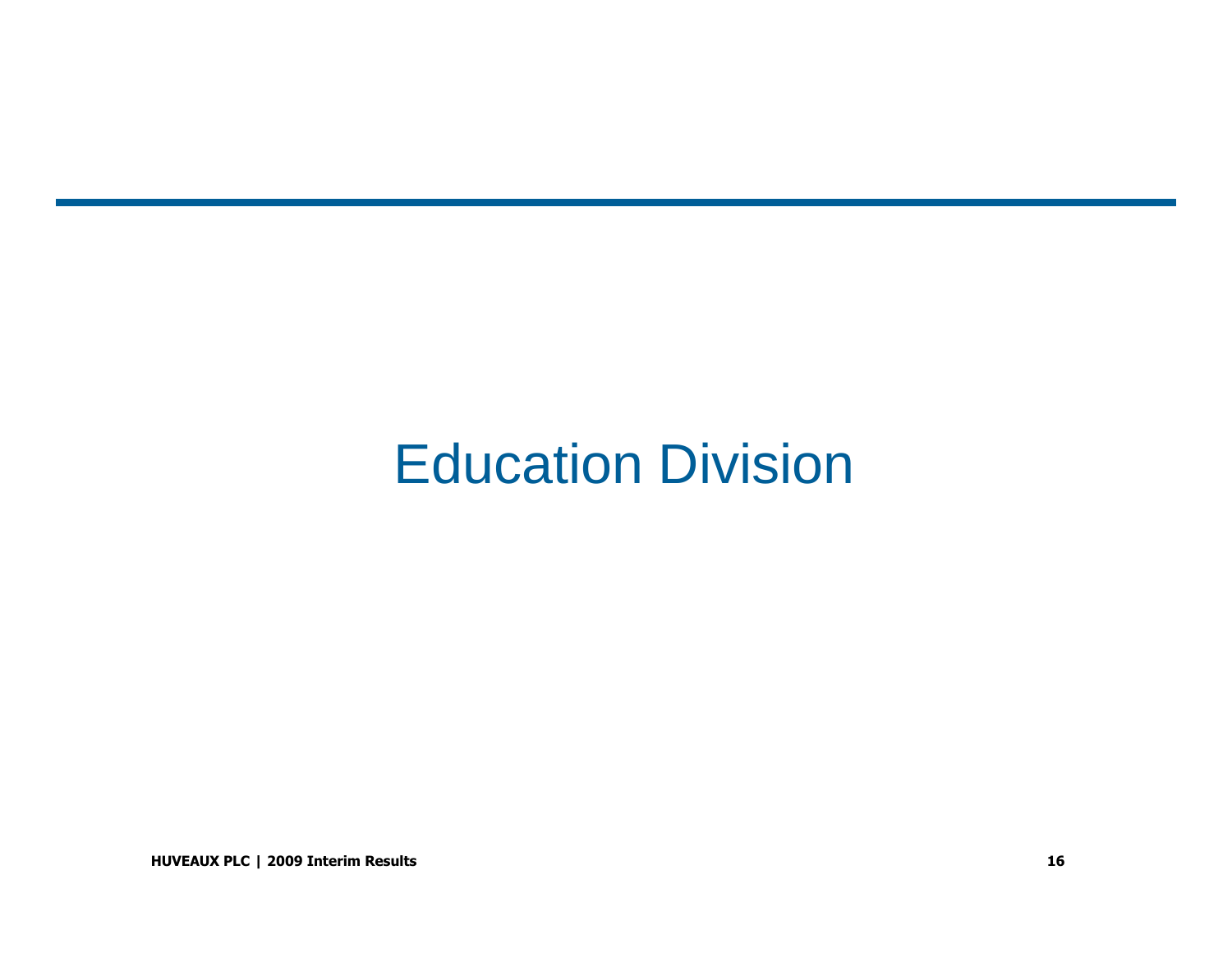# Education Division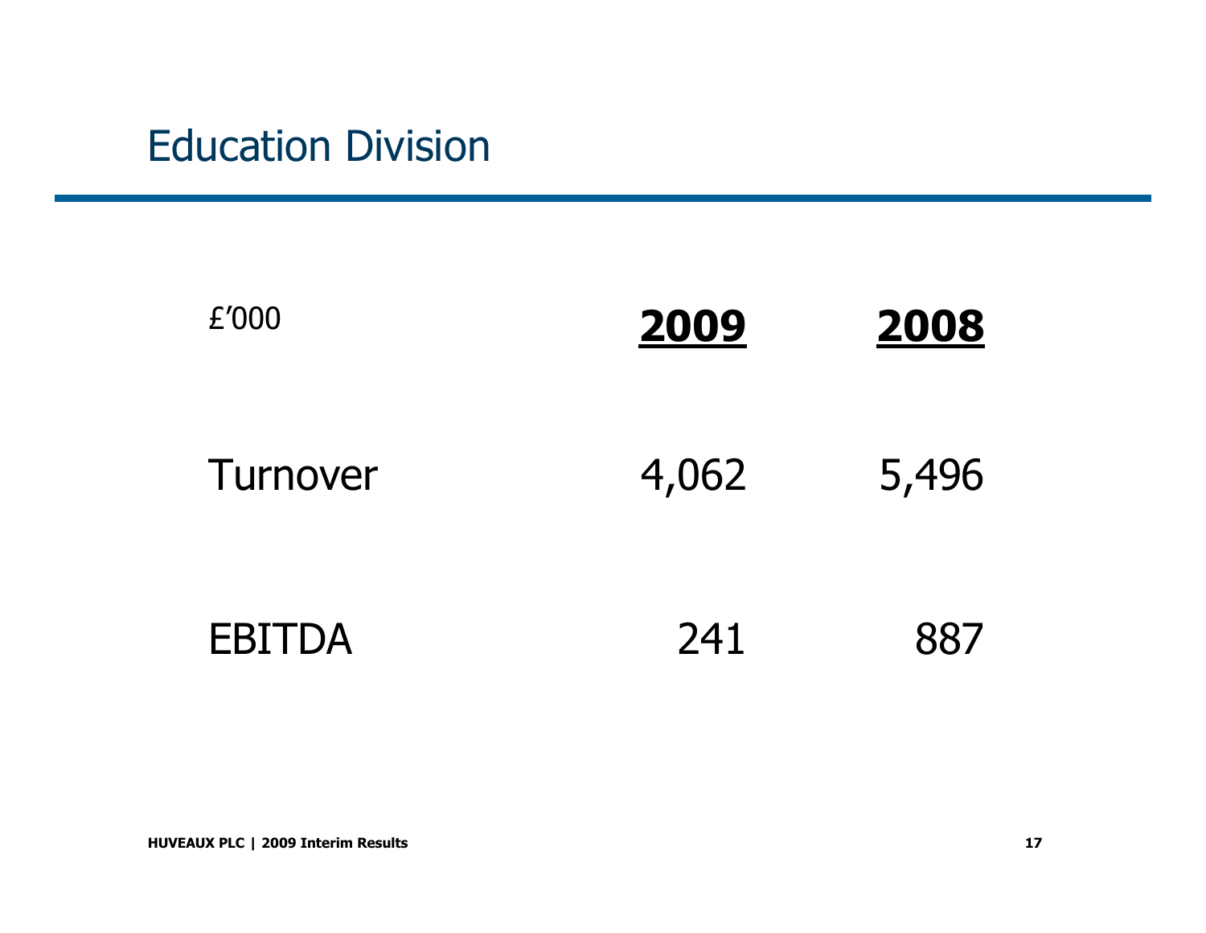# Education Division

| £'000 | 2009 | 2008 |
|---|---|---|
| Turnover | 4,062 | 5,496 |
| EBITDA | 241 | 887 |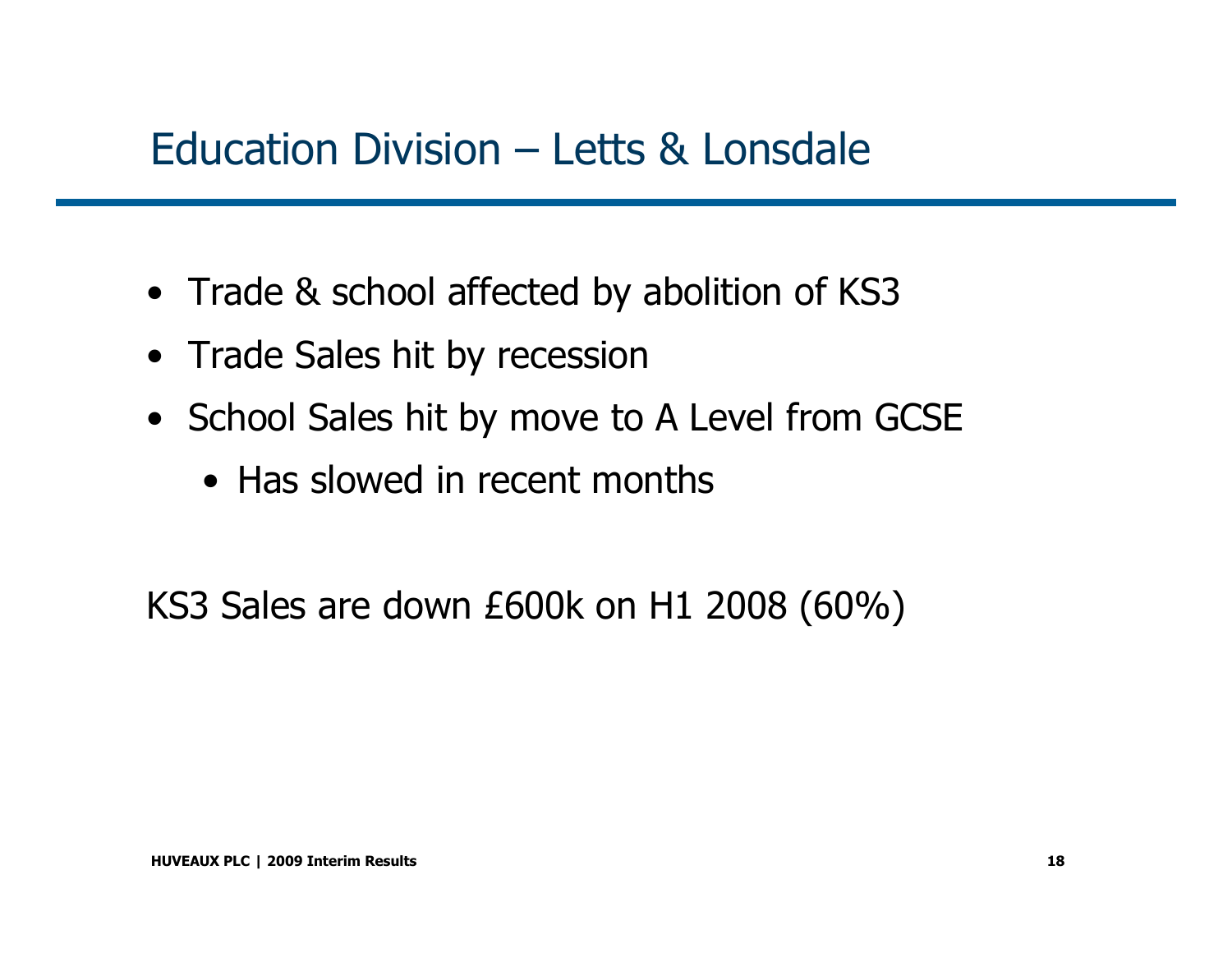# Education Division – Letts & Lonsdale

- Trade & school affected by abolition of KS3
- Trade Sales hit by recession
- School Sales hit by move to A Level from GCSE
  - Has slowed in recent months

KS3 Sales are down £600k on H1 2008 (60%)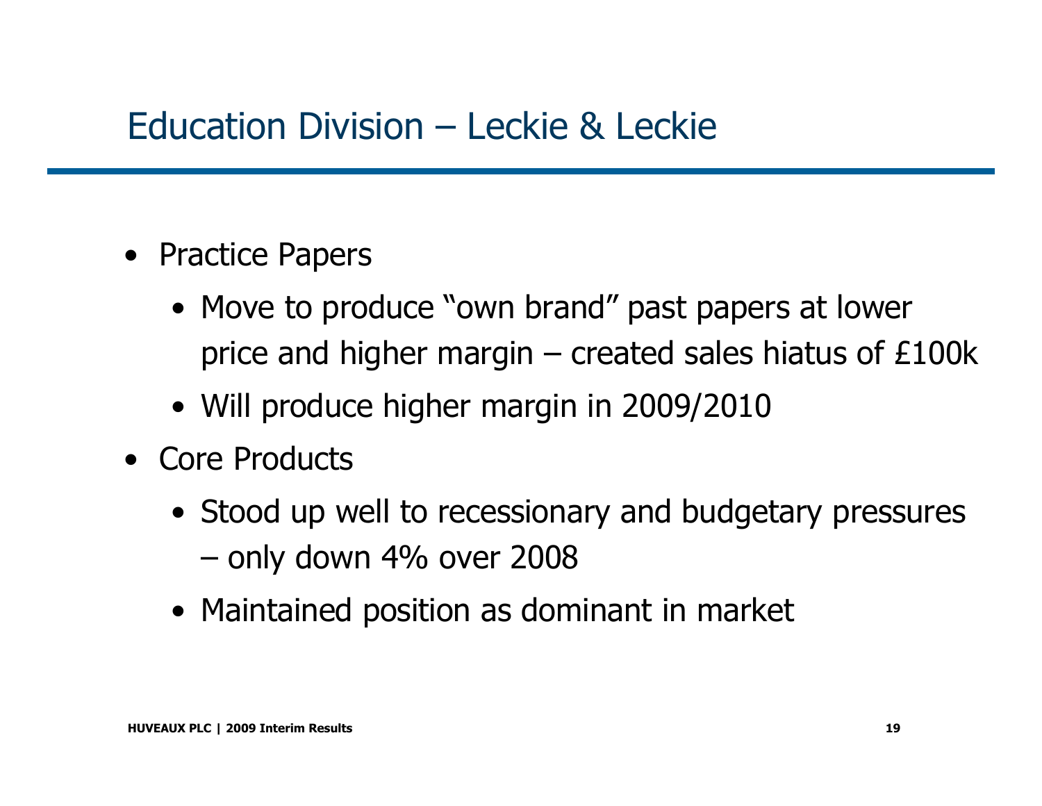# Education Division – Leckie & Leckie

- Practice Papers
  - Move to produce “own brand” past papers at lower price and higher margin – created sales hiatus of £100k
  - Will produce higher margin in 2009/2010
- Core Products
  - Stood up well to recessionary and budgetary pressures – only down 4% over 2008
  - Maintained position as dominant in market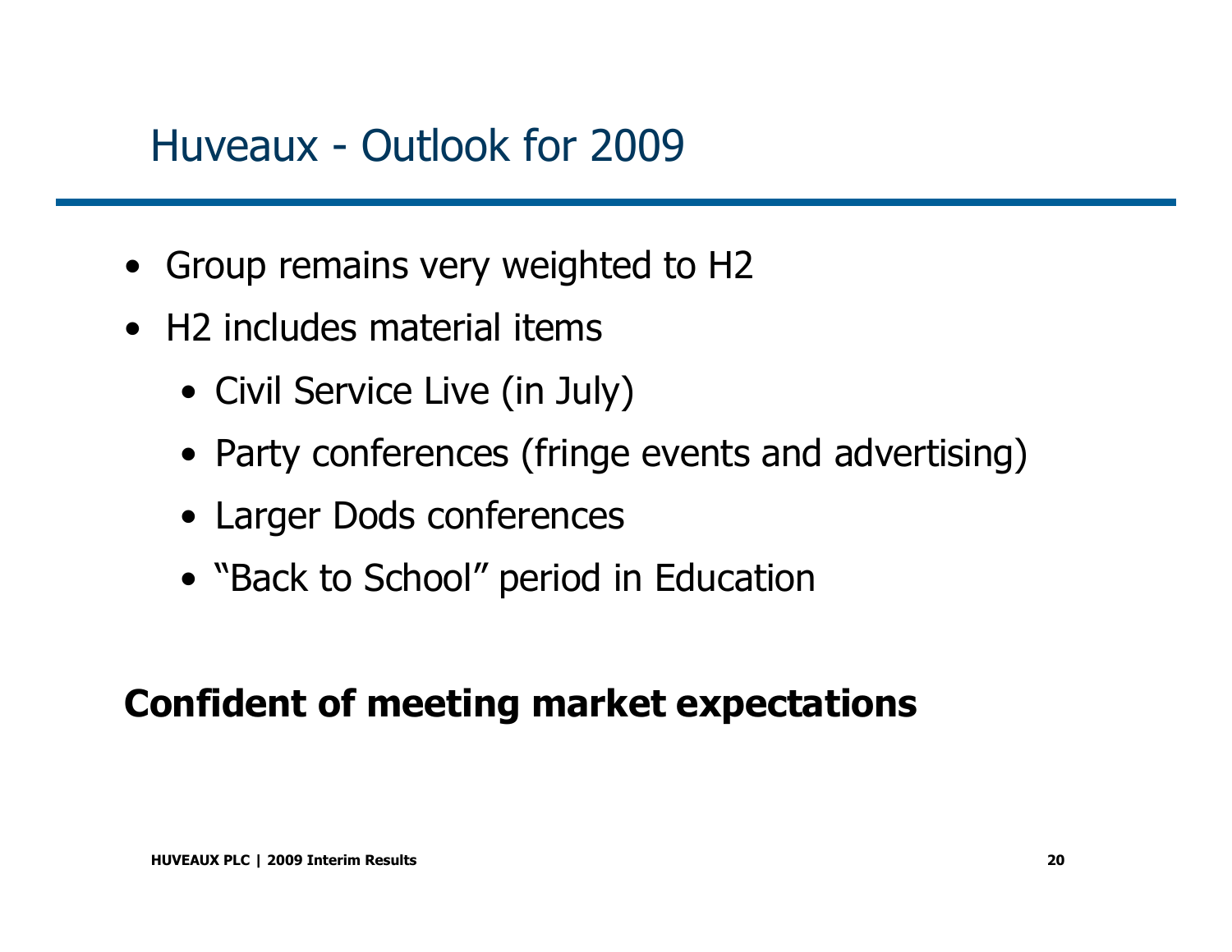# Huveaux - Outlook for 2009

- Group remains very weighted to H2
- H2 includes material items
  - Civil Service Live (in July)
  - Party conferences (fringe events and advertising)
  - Larger Dods conferences
  - "Back to School" period in Education

**Confident of meeting market expectations**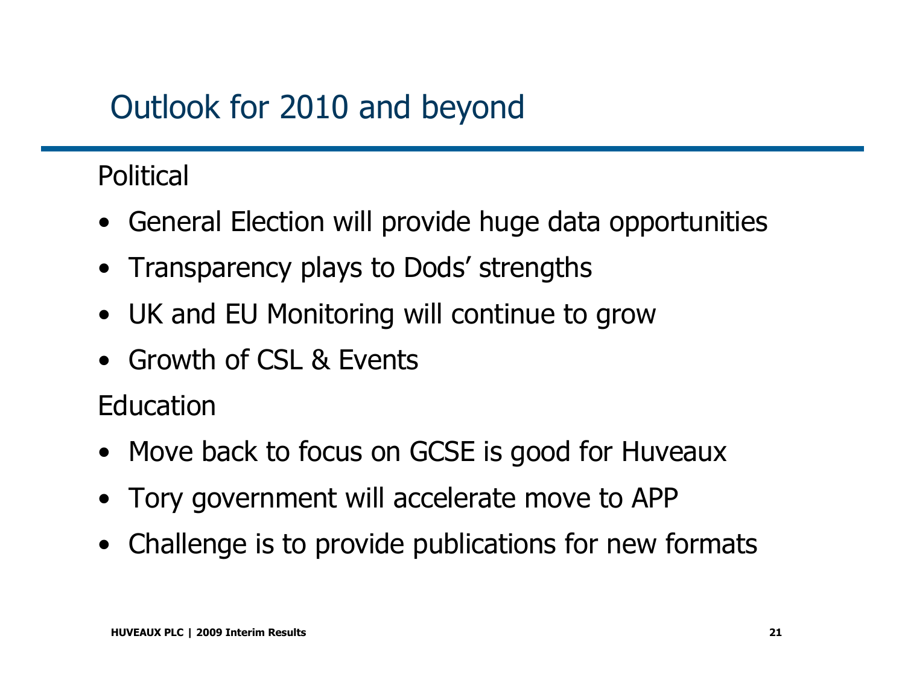# Outlook for 2010 and beyond

Political

- General Election will provide huge data opportunities
- Transparency plays to Dods' strengths
- UK and EU Monitoring will continue to grow
- Growth of CSL & Events

Education

- Move back to focus on GCSE is good for Huveaux
- Tory government will accelerate move to APP
- Challenge is to provide publications for new formats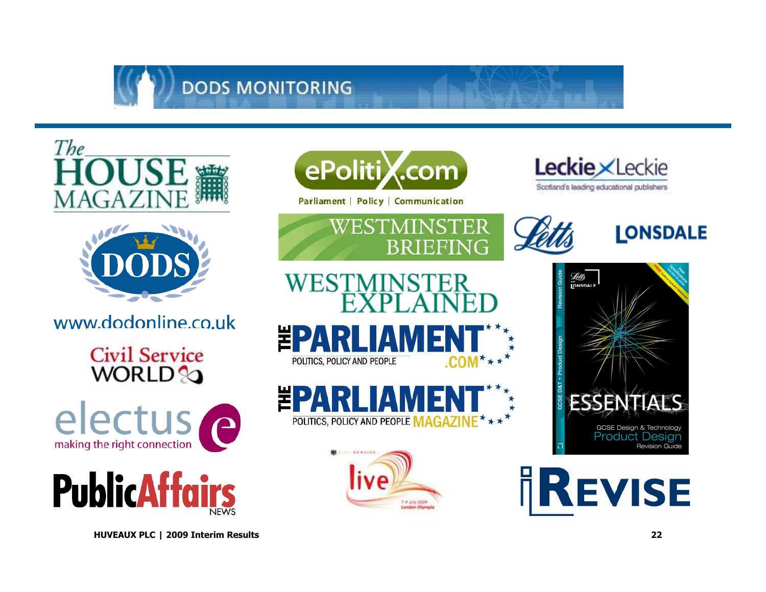# DODS MONITORING

The HOUSE MAGAZINE

DODS

www.dodonline.co.uk

Civil Service WORLD

electus
making the right connection

PublicAffairs NEWS

ePolitiX.com
Parliament | Policy | Communication

WESTMINSTER BRIEFING

WESTMINSTER EXPLAINED

THE PARLIAMENT .COM
POLITICS, POLICY AND PEOPLE

THE PARLIAMENT MAGAZINE
POLITICS, POLICY AND PEOPLE

Civil Service live
7-9 July 2009
London Olympia

Leckie × Leckie
Scotland's leading educational publishers

Letts

LONSDALE

Letts and LONSDALE
Revision Guide
GCSE D&T • Product Design
ESSENTIALS
GCSE Design & Technology
Product Design
Revision Guide

iREVISE